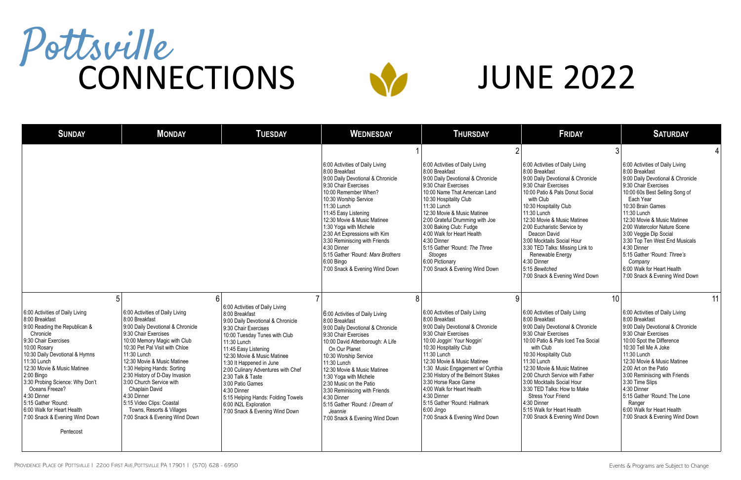# Pottsville CONNECTIONS

# JUNE 2022

| Sunday | Monday | Tuesday | Wednesday | Thursday | Friday | Saturday |
|---|---|---|---|---|---|---|
| | | | **1**<br>6:00 Activities of Daily Living<br>8:00 Breakfast<br>9:00 Daily Devotional & Chronicle<br>9:30 Chair Exercises<br>10:00 Remember When?<br>10:30 Worship Service<br>11:30 Lunch<br>11:45 Easy Listening<br>12:30 Movie & Music Matinee<br>1:30 Yoga with Michele<br>2:30 Art Expressions with Kim<br>3:30 Reminiscing with Friends<br>4:30 Dinner<br>5:15 Gather 'Round: *Marx Brothers*<br>6:00 Bingo<br>7:00 Snack & Evening Wind Down | **2**<br>6:00 Activities of Daily Living<br>8:00 Breakfast<br>9:00 Daily Devotional & Chronicle<br>9:30 Chair Exercises<br>10:00 Name That American Land<br>10:30 Hospitality Club<br>11:30 Lunch<br>12:30 Movie & Music Matinee<br>2:00 Grateful Drumming with Joe<br>3:00 Baking Club: Fudge<br>4:00 Walk for Heart Health<br>4:30 Dinner<br>5:15 Gather 'Round: *The Three Stooges*<br>6:00 Pictionary<br>7:00 Snack & Evening Wind Down | **3**<br>6:00 Activities of Daily Living<br>8:00 Breakfast<br>9:00 Daily Devotional & Chronicle<br>9:30 Chair Exercises<br>10:00 Patio & Pals Donut Social with Club<br>10:30 Hospitality Club<br>11:30 Lunch<br>12:30 Movie & Music Matinee<br>2:00 Eucharistic Service by Deacon David<br>3:00 Mocktails Social Hour<br>3:30 TED Talks: Missing Link to Renewable Energy<br>4:30 Dinner<br>5:15 *Bewitched*<br>7:00 Snack & Evening Wind Down | **4**<br>6:00 Activities of Daily Living<br>8:00 Breakfast<br>9:00 Daily Devotional & Chronicle<br>9:30 Chair Exercises<br>10:00 60s Best Selling Song of Each Year<br>10:30 Brain Games<br>11:30 Lunch<br>12:30 Movie & Music Matinee<br>2:00 Watercolor Nature Scene<br>3:00 Veggie Dip Social<br>3:30 Top Ten West End Musicals<br>4:30 Dinner<br>5:15 Gather 'Round: *Three's Company*<br>6:00 Walk for Heart Health<br>7:00 Snack & Evening Wind Down |
| **5**<br>6:00 Activities of Daily Living<br>8:00 Breakfast<br>9:00 Reading the Republican & Chronicle<br>9:30 Chair Exercises<br>10:00 Rosary<br>10:30 Daily Devotional & Hymns<br>11:30 Lunch<br>12:30 Movie & Music Matinee<br>2:00 Bingo<br>3:30 Probing Science: Why Don't Oceans Freeze?<br>4:30 Dinner<br>5:15 Gather 'Round:<br>6:00 Walk for Heart Health<br>7:00 Snack & Evening Wind Down<br>Pentecost | **6**<br>6:00 Activities of Daily Living<br>8:00 Breakfast<br>9:00 Daily Devotional & Chronicle<br>9:30 Chair Exercises<br>10:00 Memory Magic with Club<br>10:30 Pet Pal Visit with Chloe<br>11:30 Lunch<br>12:30 Movie & Music Matinee<br>1:30 Helping Hands: Sorting<br>2:30 History of D-Day Invasion<br>3:00 Church Service with Chaplain David<br>4:30 Dinner<br>5:15 Video Clips: Coastal Towns, Resorts & Villages<br>7:00 Snack & Evening Wind Down | **7**<br>6:00 Activities of Daily Living<br>8:00 Breakfast<br>9:00 Daily Devotional & Chronicle<br>9:30 Chair Exercises<br>10:00 Tuesday Tunes with Club<br>11:30 Lunch<br>11:45 Easy Listening<br>12:30 Movie & Music Matinee<br>1:30 It Happened in June<br>2:00 Culinary Adventures with Chef<br>2:30 Talk & Taste<br>3:00 Patio Games<br>4:30 Dinner<br>5:15 Helping Hands: Folding Towels<br>6:00 iN2L Exploration<br>7:00 Snack & Evening Wind Down | **8**<br>6:00 Activities of Daily Living<br>8:00 Breakfast<br>9:00 Daily Devotional & Chronicle<br>9:30 Chair Exercises<br>10:00 David Attenborough: A Life On Our Planet<br>10:30 Worship Service<br>11:30 Lunch<br>12:30 Movie & Music Matinee<br>1:30 Yoga with Michele<br>2:30 Music on the Patio<br>3:30 Reminiscing with Friends<br>4:30 Dinner<br>5:15 Gather 'Round: *I Dream of Jeannie*<br>7:00 Snack & Evening Wind Down | **9**<br>6:00 Activities of Daily Living<br>8:00 Breakfast<br>9:00 Daily Devotional & Chronicle<br>9:30 Chair Exercises<br>10:00 Joggin' Your Noggin'<br>10:30 Hospitality Club<br>11:30 Lunch<br>12:30 Movie & Music Matinee<br>1:30 Music Engagement w/ Cynthia<br>2:30 History of the Belmont Stakes<br>3:30 Horse Race Game<br>4:00 Walk for Heart Health<br>4:30 Dinner<br>5:15 Gather 'Round: Hallmark<br>6:00 Jingo<br>7:00 Snack & Evening Wind Down | **10**<br>6:00 Activities of Daily Living<br>8:00 Breakfast<br>9:00 Daily Devotional & Chronicle<br>9:30 Chair Exercises<br>10:00 Patio & Pals Iced Tea Social with Club<br>10:30 Hospitality Club<br>11:30 Lunch<br>12:30 Movie & Music Matinee<br>2:00 Church Service with Father<br>3:00 Mocktails Social Hour<br>3:30 TED Talks: How to Make Stress Your Friend<br>4:30 Dinner<br>5:15 Walk for Heart Health<br>7:00 Snack & Evening Wind Down | **11**<br>6:00 Activities of Daily Living<br>8:00 Breakfast<br>9:00 Daily Devotional & Chronicle<br>9:30 Chair Exercises<br>10:00 Spot the Difference<br>10:30 Tell Me A Joke<br>11:30 Lunch<br>12:30 Movie & Music Matinee<br>2:00 Art on the Patio<br>3:00 Reminiscing with Friends<br>3:30 Time Slips<br>4:30 Dinner<br>5:15 Gather 'Round: The Lone Ranger<br>6:00 Walk for Heart Health<br>7:00 Snack & Evening Wind Down |

Providence Place of Pottsville | 2200 First Ave, Pottsville PA 17901 | (570) 628 - 6950

Events & Programs are Subject to Change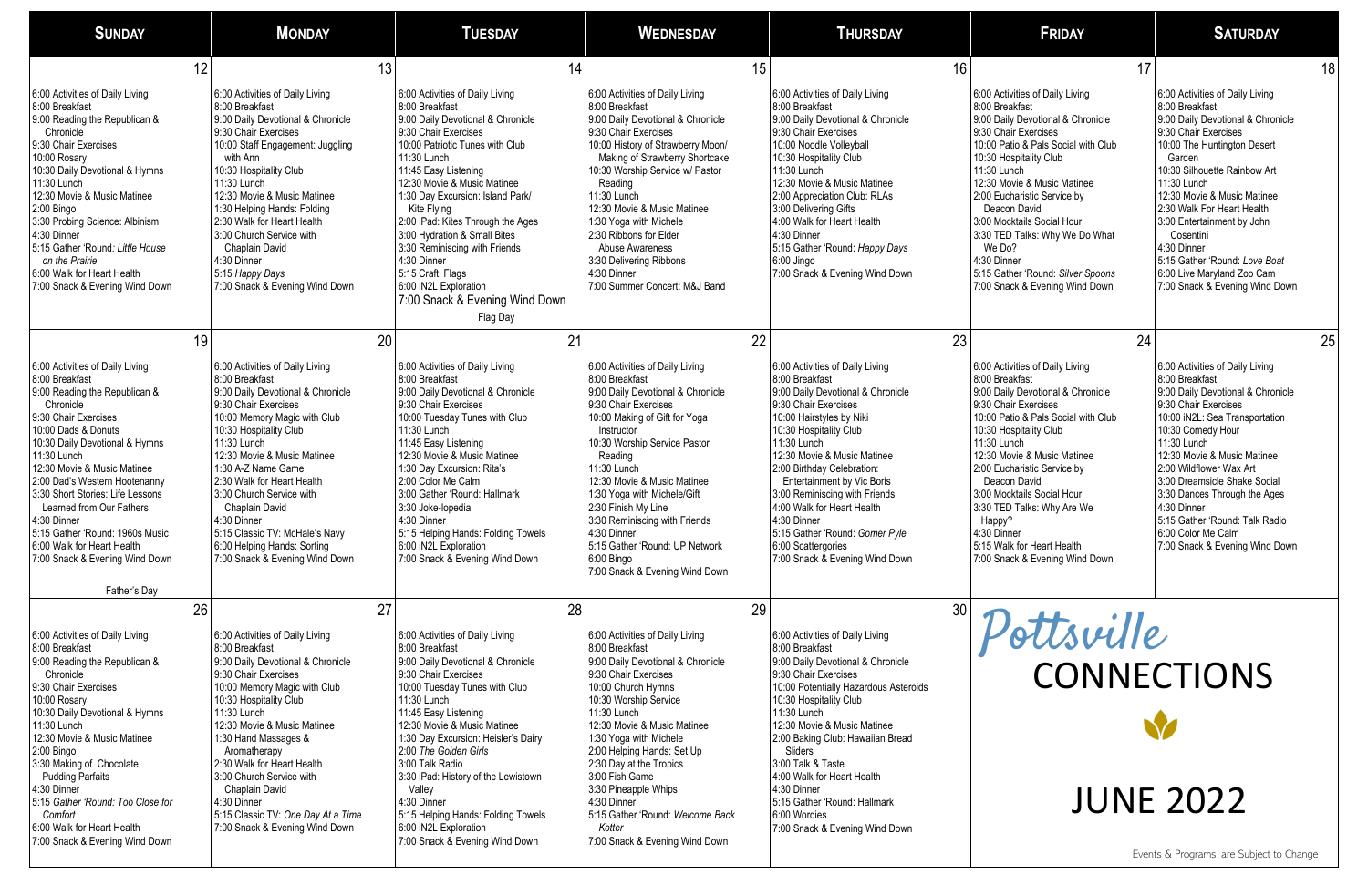| Sunday | Monday | Tuesday | Wednesday | Thursday | Friday | Saturday |
|---|---|---|---|---|---|---|
| **12**<br>6:00 Activities of Daily Living<br>8:00 Breakfast<br>9:00 Reading the Republican & Chronicle<br>9:30 Chair Exercises<br>10:00 Rosary<br>10:30 Daily Devotional & Hymns<br>11:30 Lunch<br>12:30 Movie & Music Matinee<br>2:00 Bingo<br>3:30 Probing Science: Albinism<br>4:30 Dinner<br>5:15 Gather 'Round: *Little House on the Prairie*<br>6:00 Walk for Heart Health<br>7:00 Snack & Evening Wind Down | **13**<br>6:00 Activities of Daily Living<br>8:00 Breakfast<br>9:00 Daily Devotional & Chronicle<br>9:30 Chair Exercises<br>10:00 Staff Engagement: Juggling with Ann<br>10:30 Hospitality Club<br>11:30 Lunch<br>12:30 Movie & Music Matinee<br>1:30 Helping Hands: Folding<br>2:30 Walk for Heart Health<br>3:00 Church Service with Chaplain David<br>4:30 Dinner<br>5:15 *Happy Days*<br>7:00 Snack & Evening Wind Down | **14**<br>6:00 Activities of Daily Living<br>8:00 Breakfast<br>9:00 Daily Devotional & Chronicle<br>9:30 Chair Exercises<br>10:00 Patriotic Tunes with Club<br>11:30 Lunch<br>11:45 Easy Listening<br>12:30 Movie & Music Matinee<br>1:30 Day Excursion: Island Park/ Kite Flying<br>2:00 iPad: Kites Through the Ages<br>3:00 Hydration & Small Bites<br>3:30 Reminiscing with Friends<br>4:30 Dinner<br>5:15 Craft: Flags<br>6:00 iN2L Exploration<br>7:00 Snack & Evening Wind Down<br>Flag Day | **15**<br>6:00 Activities of Daily Living<br>8:00 Breakfast<br>9:00 Daily Devotional & Chronicle<br>9:30 Chair Exercises<br>10:00 History of Strawberry Moon/ Making of Strawberry Shortcake<br>10:30 Worship Service w/ Pastor Reading<br>11:30 Lunch<br>12:30 Movie & Music Matinee<br>1:30 Yoga with Michele<br>2:30 Ribbons for Elder Abuse Awareness<br>3:30 Delivering Ribbons<br>4:30 Dinner<br>7:00 Summer Concert: M&J Band | **16**<br>6:00 Activities of Daily Living<br>8:00 Breakfast<br>9:00 Daily Devotional & Chronicle<br>9:30 Chair Exercises<br>10:00 Noodle Volleyball<br>10:30 Hospitality Club<br>11:30 Lunch<br>12:30 Movie & Music Matinee<br>2:00 Appreciation Club: RLAs<br>3:00 Delivering Gifts<br>4:00 Walk for Heart Health<br>4:30 Dinner<br>5:15 Gather 'Round: *Happy Days*<br>6:00 Jingo<br>7:00 Snack & Evening Wind Down | **17**<br>6:00 Activities of Daily Living<br>8:00 Breakfast<br>9:00 Daily Devotional & Chronicle<br>9:30 Chair Exercises<br>10:00 Patio & Pals Social with Club<br>10:30 Hospitality Club<br>11:30 Lunch<br>12:30 Movie & Music Matinee<br>2:00 Eucharistic Service by Deacon David<br>3:00 Mocktails Social Hour<br>3:30 TED Talks: Why We Do What We Do?<br>4:30 Dinner<br>5:15 Gather 'Round: *Silver Spoons*<br>7:00 Snack & Evening Wind Down | **18**<br>6:00 Activities of Daily Living<br>8:00 Breakfast<br>9:00 Daily Devotional & Chronicle<br>9:30 Chair Exercises<br>10:00 The Huntington Desert Garden<br>10:30 Silhouette Rainbow Art<br>11:30 Lunch<br>12:30 Movie & Music Matinee<br>2:30 Walk For Heart Health<br>3:00 Entertainment by John Cosentini<br>4:30 Dinner<br>5:15 Gather 'Round: *Love Boat*<br>6:00 Live Maryland Zoo Cam<br>7:00 Snack & Evening Wind Down |
| **19**<br>6:00 Activities of Daily Living<br>8:00 Breakfast<br>9:00 Reading the Republican & Chronicle<br>9:30 Chair Exercises<br>10:00 Dads & Donuts<br>10:30 Daily Devotional & Hymns<br>11:30 Lunch<br>12:30 Movie & Music Matinee<br>2:00 Dad's Western Hootenanny<br>3:30 Short Stories: Life Lessons Learned from Our Fathers<br>4:30 Dinner<br>5:15 Gather 'Round: 1960s Music<br>6:00 Walk for Heart Health<br>7:00 Snack & Evening Wind Down<br>Father's Day | **20**<br>6:00 Activities of Daily Living<br>8:00 Breakfast<br>9:00 Daily Devotional & Chronicle<br>9:30 Chair Exercises<br>10:00 Memory Magic with Club<br>10:30 Hospitality Club<br>11:30 Lunch<br>12:30 Movie & Music Matinee<br>1:30 A-Z Name Game<br>2:30 Walk for Heart Health<br>3:00 Church Service with Chaplain David<br>4:30 Dinner<br>5:15 Classic TV: McHale's Navy<br>6:00 Helping Hands: Sorting<br>7:00 Snack & Evening Wind Down | **21**<br>6:00 Activities of Daily Living<br>8:00 Breakfast<br>9:00 Daily Devotional & Chronicle<br>9:30 Chair Exercises<br>10:00 Tuesday Tunes with Club<br>11:30 Lunch<br>11:45 Easy Listening<br>12:30 Movie & Music Matinee<br>1:30 Day Excursion: Rita's<br>2:00 Color Me Calm<br>3:00 Gather 'Round: Hallmark<br>3:30 Joke-lopedia<br>4:30 Dinner<br>5:15 Helping Hands: Folding Towels<br>6:00 iN2L Exploration<br>7:00 Snack & Evening Wind Down | **22**<br>6:00 Activities of Daily Living<br>8:00 Breakfast<br>9:00 Daily Devotional & Chronicle<br>9:30 Chair Exercises<br>10:00 Making of Gift for Yoga Instructor<br>10:30 Worship Service Pastor Reading<br>11:30 Lunch<br>12:30 Movie & Music Matinee<br>1:30 Yoga with Michele/Gift<br>2:30 Finish My Line<br>3:30 Reminiscing with Friends<br>4:30 Dinner<br>5:15 Gather 'Round: UP Network<br>6:00 Bingo<br>7:00 Snack & Evening Wind Down | **23**<br>6:00 Activities of Daily Living<br>8:00 Breakfast<br>9:00 Daily Devotional & Chronicle<br>9:30 Chair Exercises<br>10:00 Hairstyles by Niki<br>10:30 Hospitality Club<br>11:30 Lunch<br>12:30 Movie & Music Matinee<br>2:00 Birthday Celebration: Entertainment by Vic Boris<br>3:00 Reminiscing with Friends<br>4:00 Walk for Heart Health<br>4:30 Dinner<br>5:15 Gather 'Round: *Gomer Pyle*<br>6:00 Scattergories<br>7:00 Snack & Evening Wind Down | **24**<br>6:00 Activities of Daily Living<br>8:00 Breakfast<br>9:00 Daily Devotional & Chronicle<br>9:30 Chair Exercises<br>10:00 Patio & Pals Social with Club<br>10:30 Hospitality Club<br>11:30 Lunch<br>12:30 Movie & Music Matinee<br>2:00 Eucharistic Service by Deacon David<br>3:00 Mocktails Social Hour<br>3:30 TED Talks: Why Are We Happy?<br>4:30 Dinner<br>5:15 Walk for Heart Health<br>7:00 Snack & Evening Wind Down | **25**<br>6:00 Activities of Daily Living<br>8:00 Breakfast<br>9:00 Daily Devotional & Chronicle<br>9:30 Chair Exercises<br>10:00 iN2L: Sea Transportation<br>10:30 Comedy Hour<br>11:30 Lunch<br>12:30 Movie & Music Matinee<br>2:00 Wildflower Wax Art<br>3:00 Dreamsicle Shake Social<br>3:30 Dances Through the Ages<br>4:30 Dinner<br>5:15 Gather 'Round: Talk Radio<br>6:00 Color Me Calm<br>7:00 Snack & Evening Wind Down |
| **26**<br>6:00 Activities of Daily Living<br>8:00 Breakfast<br>9:00 Reading the Republican & Chronicle<br>9:30 Chair Exercises<br>10:00 Rosary<br>10:30 Daily Devotional & Hymns<br>11:30 Lunch<br>12:30 Movie & Music Matinee<br>2:00 Bingo<br>3:30 Making of Chocolate Pudding Parfaits<br>4:30 Dinner<br>5:15 *Gather 'Round: Too Close for Comfort*<br>6:00 Walk for Heart Health<br>7:00 Snack & Evening Wind Down | **27**<br>6:00 Activities of Daily Living<br>8:00 Breakfast<br>9:00 Daily Devotional & Chronicle<br>9:30 Chair Exercises<br>10:00 Memory Magic with Club<br>10:30 Hospitality Club<br>11:30 Lunch<br>12:30 Movie & Music Matinee<br>1:30 Hand Massages & Aromatherapy<br>2:30 Walk for Heart Health<br>3:00 Church Service with Chaplain David<br>4:30 Dinner<br>5:15 Classic TV: *One Day At a Time*<br>7:00 Snack & Evening Wind Down | **28**<br>6:00 Activities of Daily Living<br>8:00 Breakfast<br>9:00 Daily Devotional & Chronicle<br>9:30 Chair Exercises<br>10:00 Tuesday Tunes with Club<br>11:30 Lunch<br>11:45 Easy Listening<br>12:30 Movie & Music Matinee<br>1:30 Day Excursion: Heisler's Dairy<br>2:00 *The Golden Girls*<br>3:00 Talk Radio<br>3:30 iPad: History of the Lewistown Valley<br>4:30 Dinner<br>5:15 Helping Hands: Folding Towels<br>6:00 iN2L Exploration<br>7:00 Snack & Evening Wind Down | **29**<br>6:00 Activities of Daily Living<br>8:00 Breakfast<br>9:00 Daily Devotional & Chronicle<br>9:30 Chair Exercises<br>10:00 Church Hymns<br>10:30 Worship Service<br>11:30 Lunch<br>12:30 Movie & Music Matinee<br>1:30 Yoga with Michele<br>2:00 Helping Hands: Set Up<br>2:30 Day at the Tropics<br>3:00 Fish Game<br>3:30 Pineapple Whips<br>4:30 Dinner<br>5:15 Gather 'Round: *Welcome Back Kotter*<br>7:00 Snack & Evening Wind Down | **30**<br>6:00 Activities of Daily Living<br>8:00 Breakfast<br>9:00 Daily Devotional & Chronicle<br>9:30 Chair Exercises<br>10:00 Potentially Hazardous Asteroids<br>10:30 Hospitality Club<br>11:30 Lunch<br>12:30 Movie & Music Matinee<br>2:00 Baking Club: Hawaiian Bread Sliders<br>3:00 Talk & Taste<br>4:00 Walk for Heart Health<br>4:30 Dinner<br>5:15 Gather 'Round: Hallmark<br>6:00 Wordies<br>7:00 Snack & Evening Wind Down | | |

# Pottsville CONNECTIONS

# JUNE 2022

Events & Programs are Subject to Change